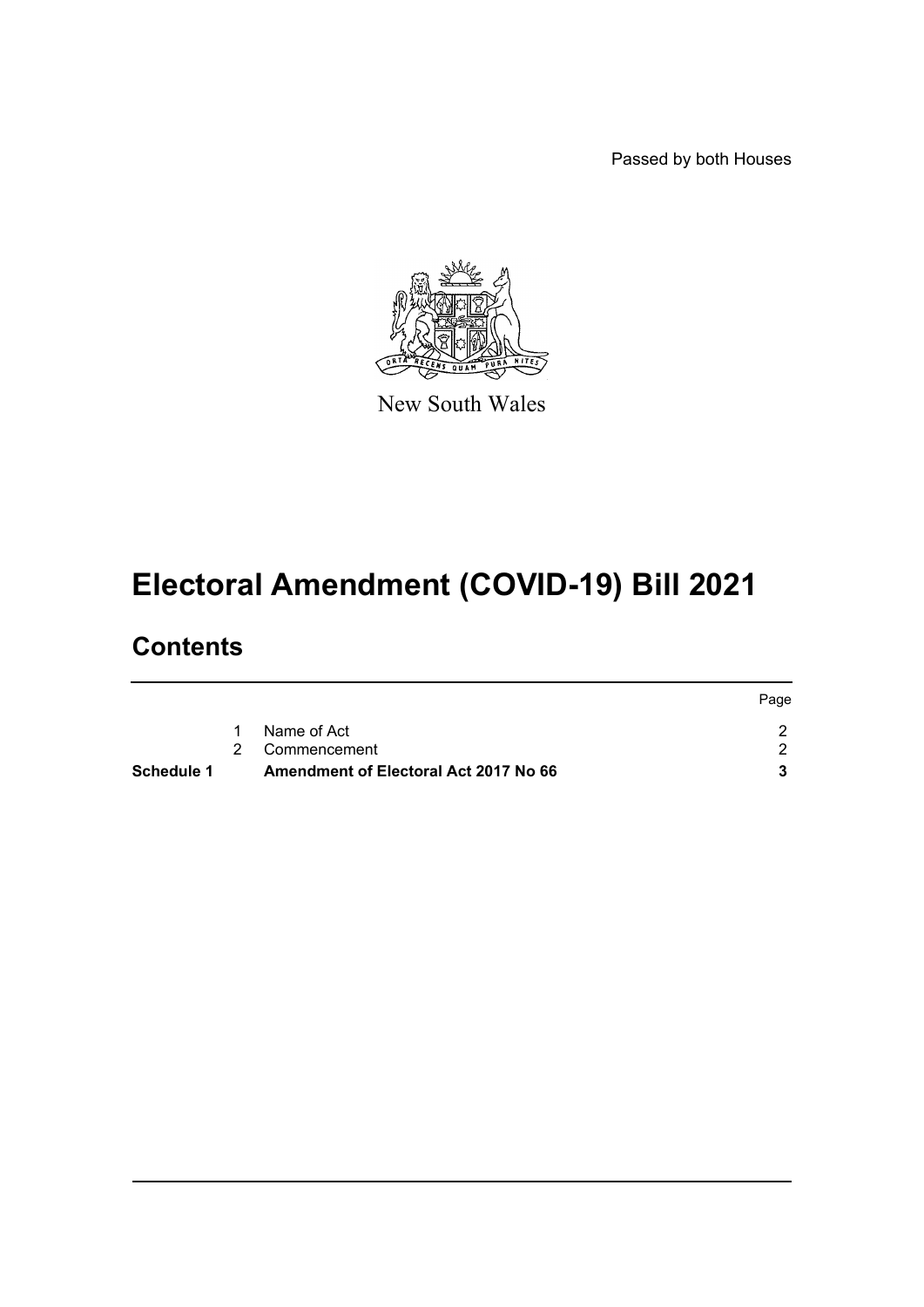Passed by both Houses

New South Wales

# Electoral Amendment (COVID-19) Bill 2021

## Contents

| | | | Page |
|---|---|---|---|
| | 1 | Name of Act | 2 |
| | 2 | Commencement | 2 |
| **Schedule 1** | | **Amendment of Electoral Act 2017 No 66** | **3** |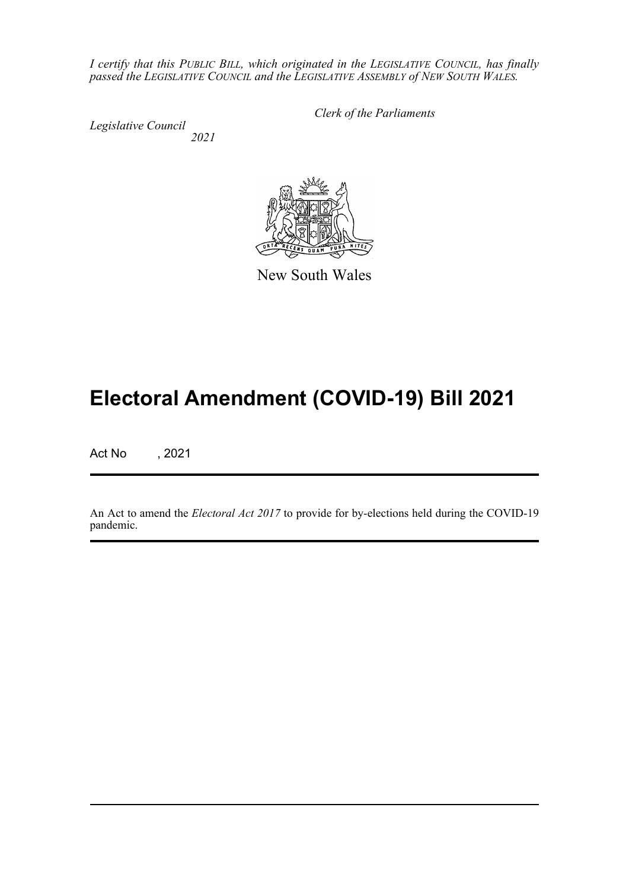*I certify that this PUBLIC BILL, which originated in the LEGISLATIVE COUNCIL, has finally passed the LEGISLATIVE COUNCIL and the LEGISLATIVE ASSEMBLY of NEW SOUTH WALES.*

*Clerk of the Parliaments*

*Legislative Council*
*2021*

New South Wales

# Electoral Amendment (COVID-19) Bill 2021

Act No , 2021

An Act to amend the *Electoral Act 2017* to provide for by-elections held during the COVID-19 pandemic.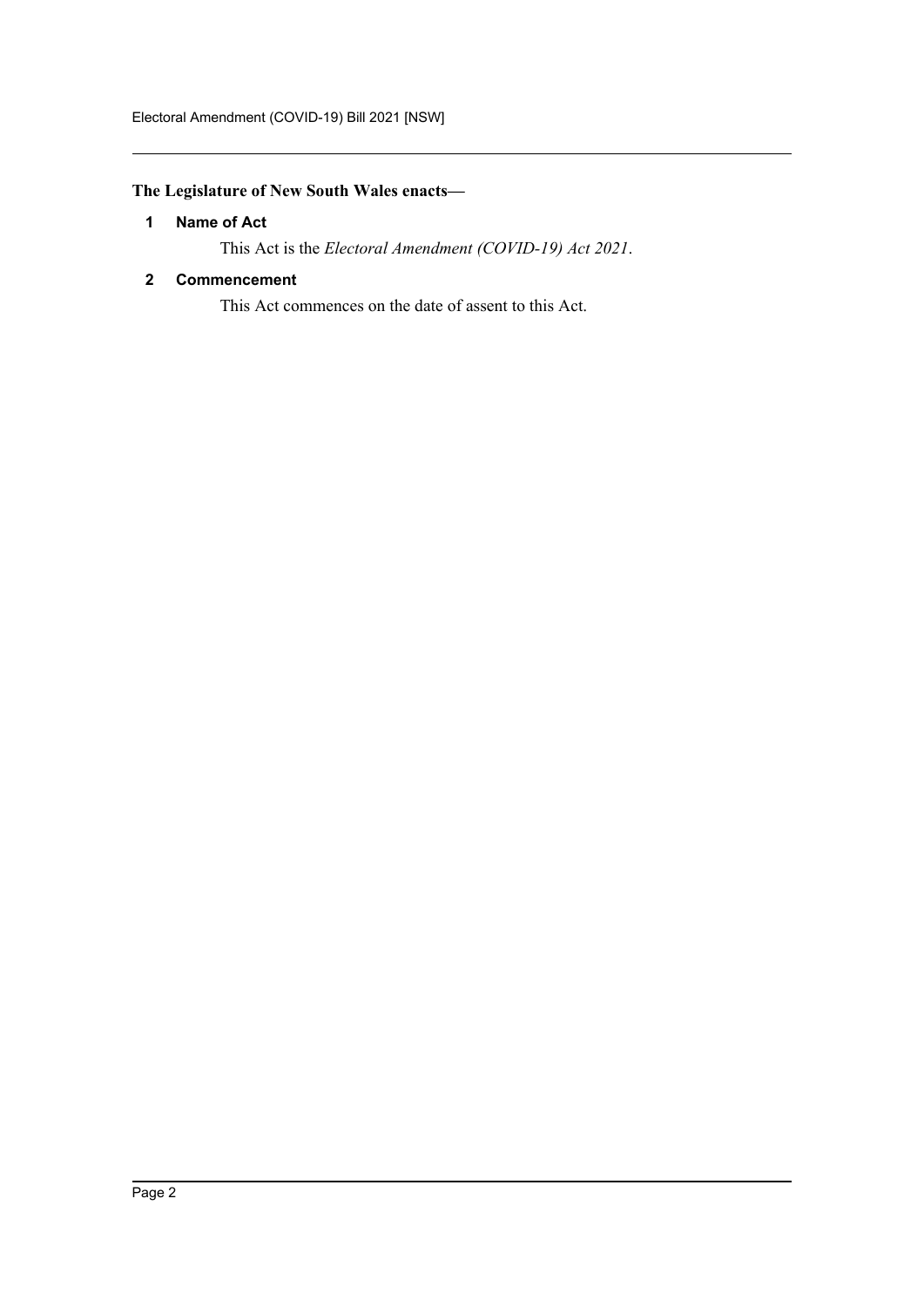**The Legislature of New South Wales enacts—**

## 1 Name of Act

This Act is the *Electoral Amendment (COVID-19) Act 2021*.

## 2 Commencement

This Act commences on the date of assent to this Act.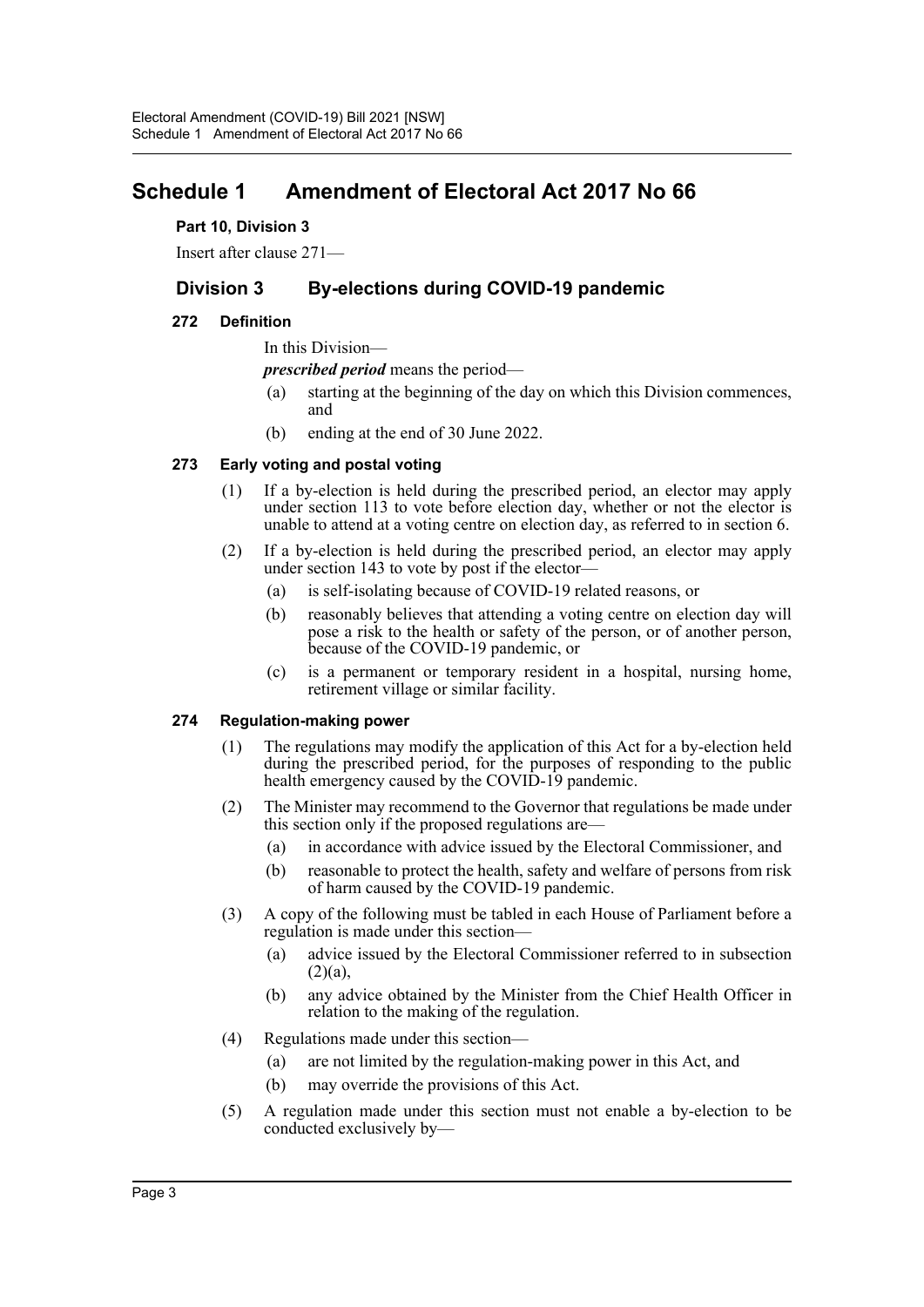# Schedule 1 Amendment of Electoral Act 2017 No 66

**Part 10, Division 3**

Insert after clause 271—

## Division 3 By-elections during COVID-19 pandemic

### 272 Definition

In this Division—

***prescribed period*** means the period—

(a) starting at the beginning of the day on which this Division commences, and

(b) ending at the end of 30 June 2022.

### 273 Early voting and postal voting

(1) If a by-election is held during the prescribed period, an elector may apply under section 113 to vote before election day, whether or not the elector is unable to attend at a voting centre on election day, as referred to in section 6.

(2) If a by-election is held during the prescribed period, an elector may apply under section 143 to vote by post if the elector—

(a) is self-isolating because of COVID-19 related reasons, or

(b) reasonably believes that attending a voting centre on election day will pose a risk to the health or safety of the person, or of another person, because of the COVID-19 pandemic, or

(c) is a permanent or temporary resident in a hospital, nursing home, retirement village or similar facility.

### 274 Regulation-making power

(1) The regulations may modify the application of this Act for a by-election held during the prescribed period, for the purposes of responding to the public health emergency caused by the COVID-19 pandemic.

(2) The Minister may recommend to the Governor that regulations be made under this section only if the proposed regulations are—

(a) in accordance with advice issued by the Electoral Commissioner, and

(b) reasonable to protect the health, safety and welfare of persons from risk of harm caused by the COVID-19 pandemic.

(3) A copy of the following must be tabled in each House of Parliament before a regulation is made under this section—

(a) advice issued by the Electoral Commissioner referred to in subsection (2)(a),

(b) any advice obtained by the Minister from the Chief Health Officer in relation to the making of the regulation.

(4) Regulations made under this section—

(a) are not limited by the regulation-making power in this Act, and

(b) may override the provisions of this Act.

(5) A regulation made under this section must not enable a by-election to be conducted exclusively by—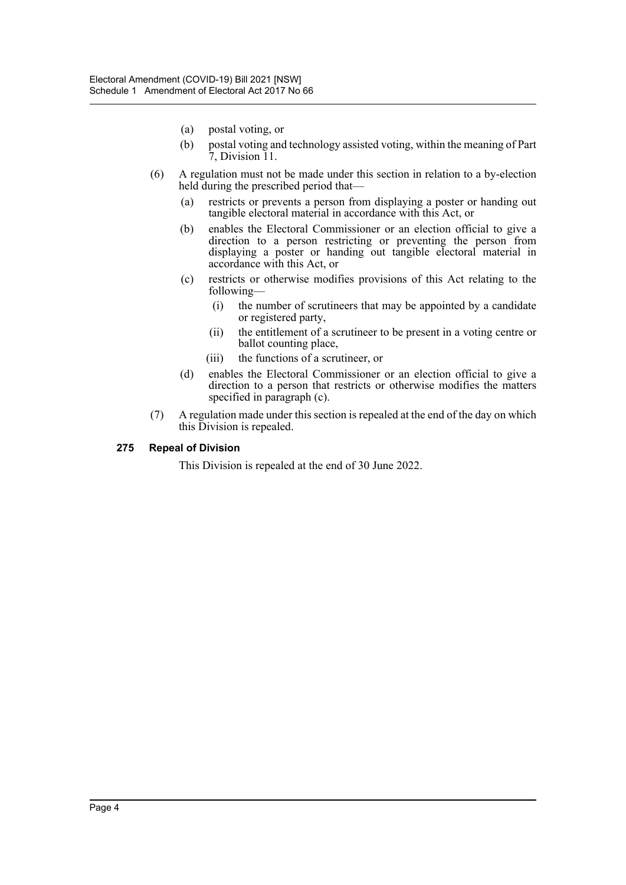(a) postal voting, or

(b) postal voting and technology assisted voting, within the meaning of Part 7, Division 11.

(6) A regulation must not be made under this section in relation to a by-election held during the prescribed period that—

(a) restricts or prevents a person from displaying a poster or handing out tangible electoral material in accordance with this Act, or

(b) enables the Electoral Commissioner or an election official to give a direction to a person restricting or preventing the person from displaying a poster or handing out tangible electoral material in accordance with this Act, or

(c) restricts or otherwise modifies provisions of this Act relating to the following—

(i) the number of scrutineers that may be appointed by a candidate or registered party,

(ii) the entitlement of a scrutineer to be present in a voting centre or ballot counting place,

(iii) the functions of a scrutineer, or

(d) enables the Electoral Commissioner or an election official to give a direction to a person that restricts or otherwise modifies the matters specified in paragraph (c).

(7) A regulation made under this section is repealed at the end of the day on which this Division is repealed.

**275 Repeal of Division**

This Division is repealed at the end of 30 June 2022.